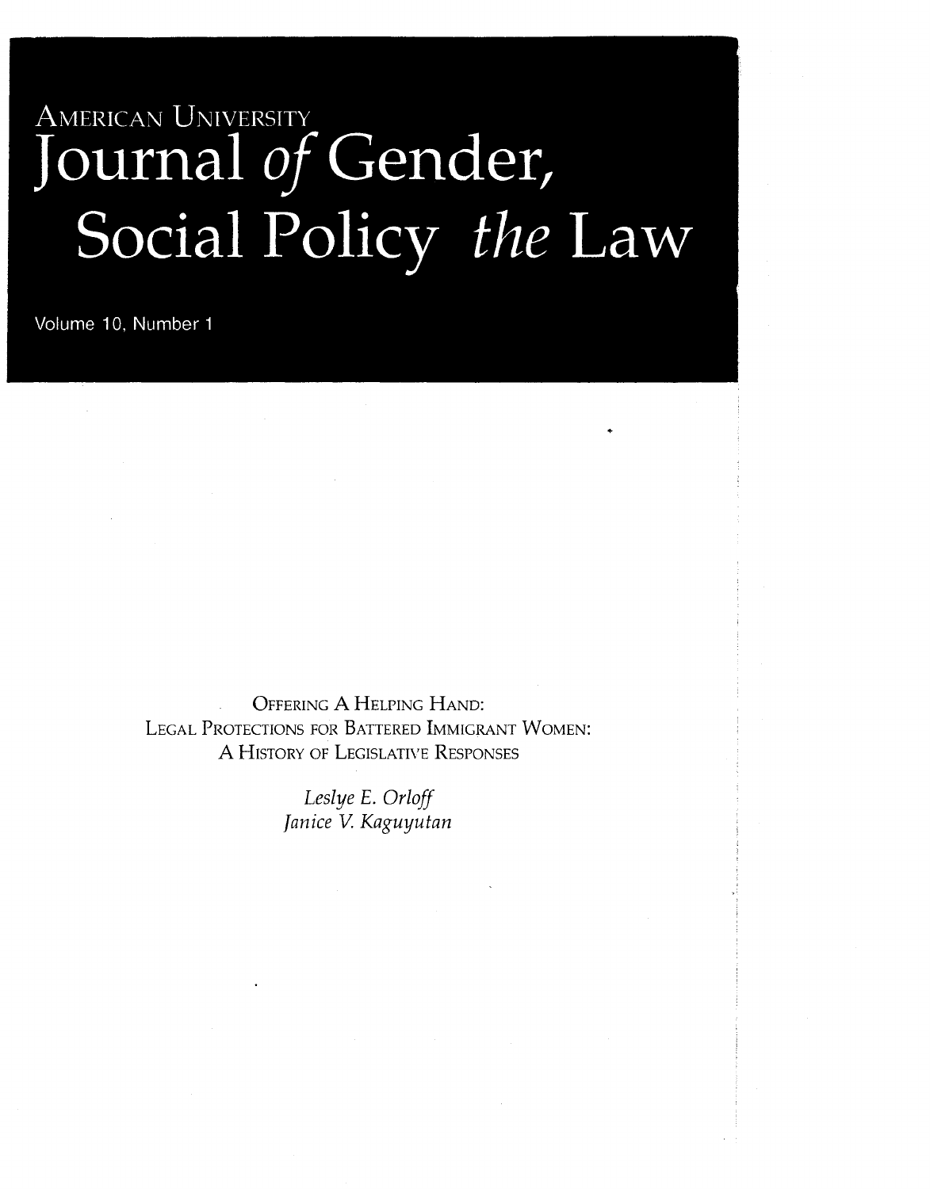AMERICAN UNIVERSITY

# Journal *of* Gender, Social Policy *the* Law

Volume 10, Number 1

OFFERING A HELPING HAND:
LEGAL PROTECTIONS FOR BATTERED IMMIGRANT WOMEN:
A HISTORY OF LEGISLATIVE RESPONSES

*Leslye E. Orloff*
*Janice V. Kaguyutan*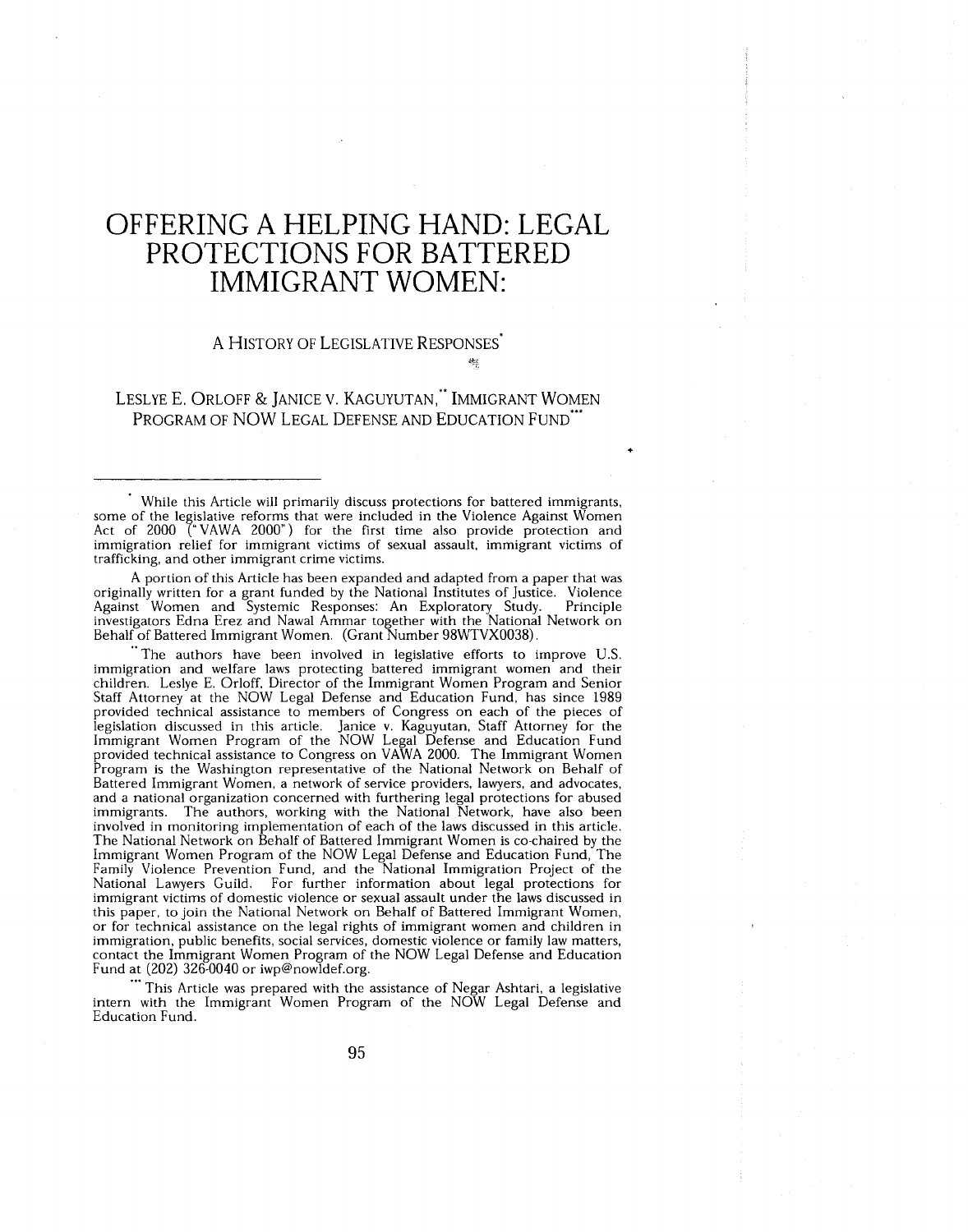# OFFERING A HELPING HAND: LEGAL PROTECTIONS FOR BATTERED IMMIGRANT WOMEN:

## A HISTORY OF LEGISLATIVE RESPONSES*

LESLYE E. ORLOFF & JANICE V. KAGUYUTAN,** IMMIGRANT WOMEN PROGRAM OF NOW LEGAL DEFENSE AND EDUCATION FUND***

---

\* While this Article will primarily discuss protections for battered immigrants, some of the legislative reforms that were included in the Violence Against Women Act of 2000 ("VAWA 2000") for the first time also provide protection and immigration relief for immigrant victims of sexual assault, immigrant victims of trafficking, and other immigrant crime victims.

A portion of this Article has been expanded and adapted from a paper that was originally written for a grant funded by the National Institutes of Justice. Violence Against Women and Systemic Responses: An Exploratory Study. Principle investigators Edna Erez and Nawal Ammar together with the National Network on Behalf of Battered Immigrant Women. (Grant Number 98WTVX0038).

\*\* The authors have been involved in legislative efforts to improve U.S. immigration and welfare laws protecting battered immigrant women and their children. Leslye E. Orloff, Director of the Immigrant Women Program and Senior Staff Attorney at the NOW Legal Defense and Education Fund, has since 1989 provided technical assistance to members of Congress on each of the pieces of legislation discussed in this article. Janice v. Kaguyutan, Staff Attorney for the Immigrant Women Program of the NOW Legal Defense and Education Fund provided technical assistance to Congress on VAWA 2000. The Immigrant Women Program is the Washington representative of the National Network on Behalf of Battered Immigrant Women, a network of service providers, lawyers, and advocates, and a national organization concerned with furthering legal protections for abused immigrants. The authors, working with the National Network, have also been involved in monitoring implementation of each of the laws discussed in this article. The National Network on Behalf of Battered Immigrant Women is co-chaired by the Immigrant Women Program of the NOW Legal Defense and Education Fund, The Family Violence Prevention Fund, and the National Immigration Project of the National Lawyers Guild. For further information about legal protections for immigrant victims of domestic violence or sexual assault under the laws discussed in this paper, to join the National Network on Behalf of Battered Immigrant Women, or for technical assistance on the legal rights of immigrant women and children in immigration, public benefits, social services, domestic violence or family law matters, contact the Immigrant Women Program of the NOW Legal Defense and Education Fund at (202) 326-0040 or iwp@nowldef.org.

\*\*\* This Article was prepared with the assistance of Negar Ashtari, a legislative intern with the Immigrant Women Program of the NOW Legal Defense and Education Fund.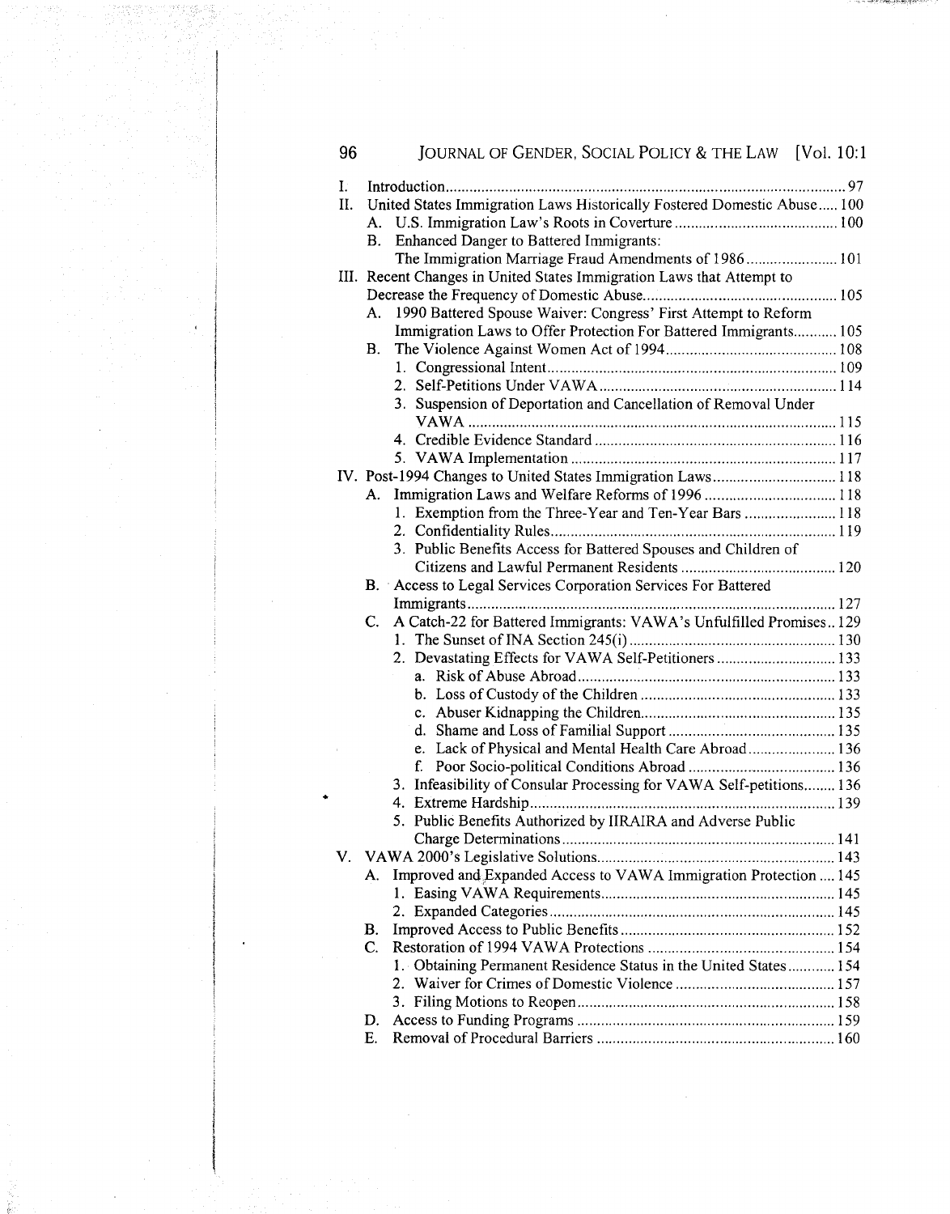I. Introduction .................................................................................................... 97

II. United States Immigration Laws Historically Fostered Domestic Abuse ..... 100

- A. U.S. Immigration Law's Roots in Coverture ......................................... 100
- B. Enhanced Danger to Battered Immigrants: The Immigration Marriage Fraud Amendments of 1986 ....................... 101

III. Recent Changes in United States Immigration Laws that Attempt to Decrease the Frequency of Domestic Abuse ................................................ 105

- A. 1990 Battered Spouse Waiver: Congress' First Attempt to Reform Immigration Laws to Offer Protection For Battered Immigrants ........... 105
- B. The Violence Against Women Act of 1994 ........................................... 108
  1. Congressional Intent ......................................................................... 109
  2. Self-Petitions Under VAWA ............................................................ 114
  3. Suspension of Deportation and Cancellation of Removal Under VAWA ............................................................................................. 115
  4. Credible Evidence Standard ............................................................. 116
  5. VAWA Implementation ................................................................... 117

IV. Post-1994 Changes to United States Immigration Laws ............................... 118

- A. Immigration Laws and Welfare Reforms of 1996 ................................. 118
  1. Exemption from the Three-Year and Ten-Year Bars ....................... 118
  2. Confidentiality Rules ........................................................................ 119
  3. Public Benefits Access for Battered Spouses and Children of Citizens and Lawful Permanent Residents ....................................... 120
- B. Access to Legal Services Corporation Services For Battered Immigrants ............................................................................................ 127
- C. A Catch-22 for Battered Immigrants: VAWA's Unfulfilled Promises .. 129
  1. The Sunset of INA Section 245(i) .................................................... 130
  2. Devastating Effects for VAWA Self-Petitioners .............................. 133
     - a. Risk of Abuse Abroad ................................................................. 133
     - b. Loss of Custody of the Children ................................................. 133
     - c. Abuser Kidnapping the Children ................................................. 135
     - d. Shame and Loss of Familial Support .......................................... 135
     - e. Lack of Physical and Mental Health Care Abroad ...................... 136
     - f. Poor Socio-political Conditions Abroad ..................................... 136
  3. Infeasibility of Consular Processing for VAWA Self-petitions ........ 136
  4. Extreme Hardship ............................................................................. 139
  5. Public Benefits Authorized by IIRAIRA and Adverse Public Charge Determinations .................................................................... 141

V. VAWA 2000's Legislative Solutions ............................................................ 143

- A. Improved and Expanded Access to VAWA Immigration Protection .... 145
  1. Easing VAWA Requirements ........................................................... 145
  2. Expanded Categories ........................................................................ 145
- B. Improved Access to Public Benefits ...................................................... 152
- C. Restoration of 1994 VAWA Protections ............................................... 154
  1. Obtaining Permanent Residence Status in the United States ............ 154
  2. Waiver for Crimes of Domestic Violence ........................................ 157
  3. Filing Motions to Reopen ................................................................. 158
- D. Access to Funding Programs ................................................................. 159
- E. Removal of Procedural Barriers ............................................................ 160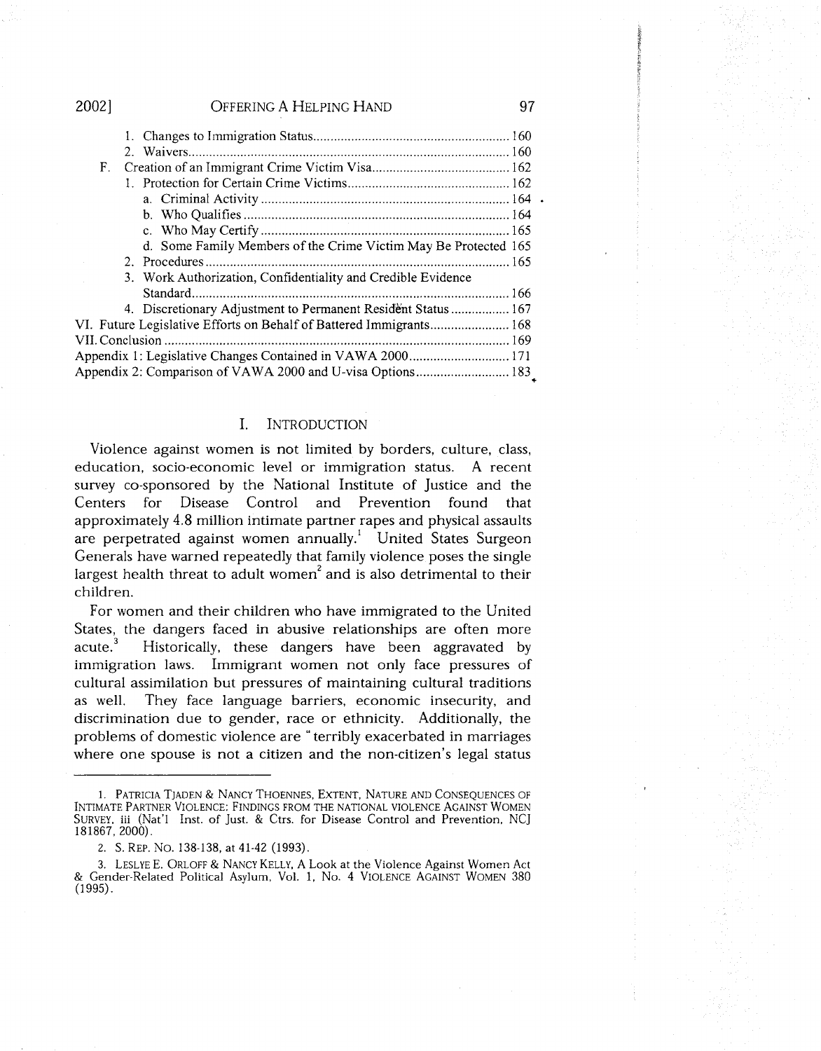1. Changes to Immigration Status ........................................................ 160
2. Waivers ............................................................................................ 160

F. Creation of an Immigrant Crime Victim Visa ........................................ 162
1. Protection for Certain Crime Victims ............................................... 162
a. Criminal Activity ....................................................................... 164
b. Who Qualifies ............................................................................ 164
c. Who May Certify ........................................................................ 165
d. Some Family Members of the Crime Victim May Be Protected 165
2. Procedures ........................................................................................ 165
3. Work Authorization, Confidentiality and Credible Evidence Standard ........................................................................................... 166
4. Discretionary Adjustment to Permanent Resident Status ................. 167

VI. Future Legislative Efforts on Behalf of Battered Immigrants ....................... 168

VII. Conclusion ................................................................................................... 169

Appendix 1: Legislative Changes Contained in VAWA 2000 ............................. 171

Appendix 2: Comparison of VAWA 2000 and U-visa Options ........................... 183

## I. INTRODUCTION

Violence against women is not limited by borders, culture, class, education, socio-economic level or immigration status. A recent survey co-sponsored by the National Institute of Justice and the Centers for Disease Control and Prevention found that approximately 4.8 million intimate partner rapes and physical assaults are perpetrated against women annually.[1] United States Surgeon Generals have warned repeatedly that family violence poses the single largest health threat to adult women[2] and is also detrimental to their children.

For women and their children who have immigrated to the United States, the dangers faced in abusive relationships are often more acute.[3] Historically, these dangers have been aggravated by immigration laws. Immigrant women not only face pressures of cultural assimilation but pressures of maintaining cultural traditions as well. They face language barriers, economic insecurity, and discrimination due to gender, race or ethnicity. Additionally, the problems of domestic violence are "terribly exacerbated in marriages where one spouse is not a citizen and the non-citizen's legal status

---

1. PATRICIA TJADEN & NANCY THOENNES, EXTENT, NATURE AND CONSEQUENCES OF INTIMATE PARTNER VIOLENCE: FINDINGS FROM THE NATIONAL VIOLENCE AGAINST WOMEN SURVEY, iii (Nat'l Inst. of Just. & Ctrs. for Disease Control and Prevention, NCJ 181867, 2000).

2. S. REP. NO. 138-138, at 41-42 (1993).

3. LESLYE E. ORLOFF & NANCY KELLY, A Look at the Violence Against Women Act & Gender-Related Political Asylum, Vol. 1, No. 4 VIOLENCE AGAINST WOMEN 380 (1995).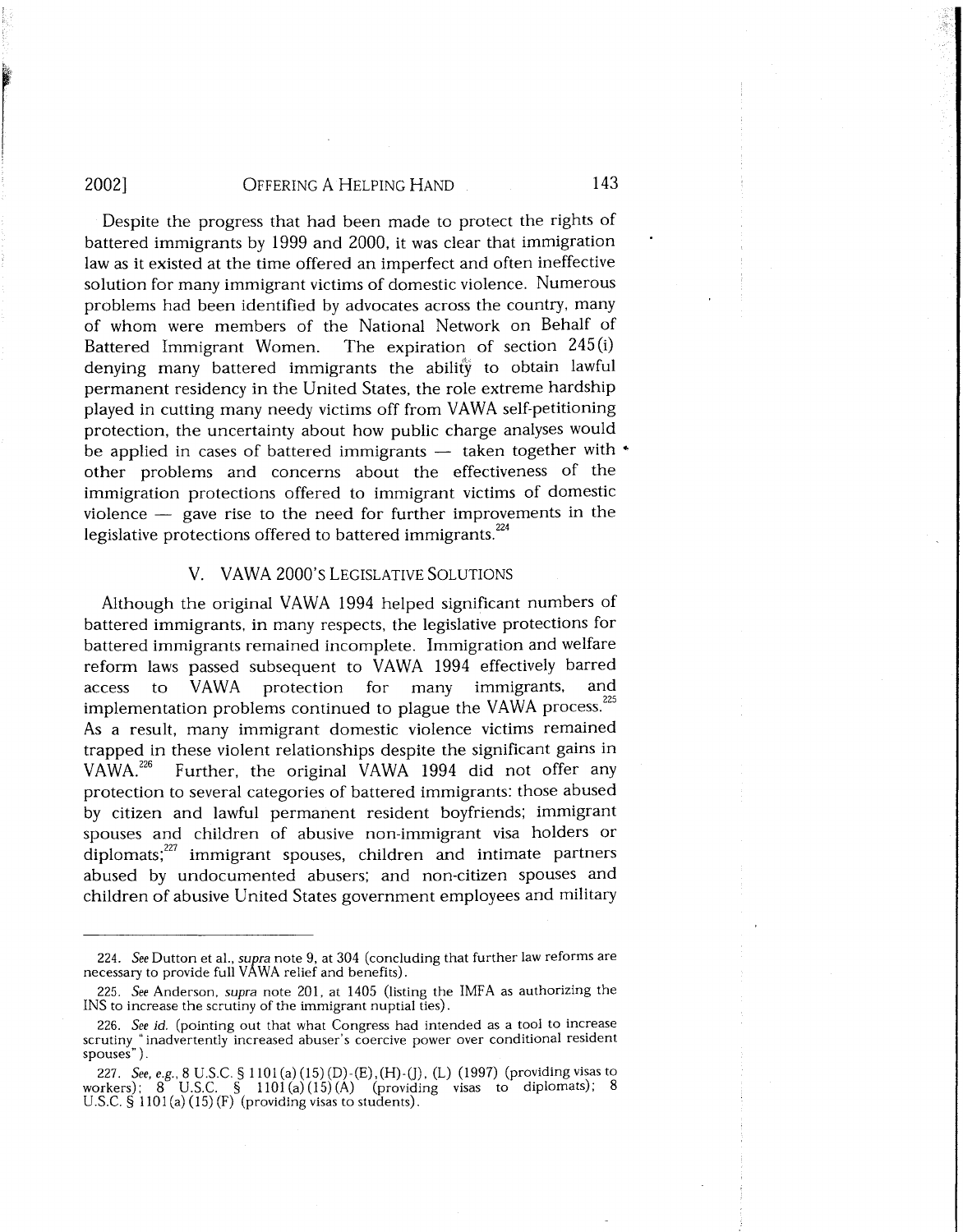Despite the progress that had been made to protect the rights of battered immigrants by 1999 and 2000, it was clear that immigration law as it existed at the time offered an imperfect and often ineffective solution for many immigrant victims of domestic violence. Numerous problems had been identified by advocates across the country, many of whom were members of the National Network on Behalf of Battered Immigrant Women. The expiration of section 245(i) denying many battered immigrants the ability to obtain lawful permanent residency in the United States, the role extreme hardship played in cutting many needy victims off from VAWA self-petitioning protection, the uncertainty about how public charge analyses would be applied in cases of battered immigrants — taken together with other problems and concerns about the effectiveness of the immigration protections offered to immigrant victims of domestic violence — gave rise to the need for further improvements in the legislative protections offered to battered immigrants.[224]

## V. VAWA 2000'S LEGISLATIVE SOLUTIONS

Although the original VAWA 1994 helped significant numbers of battered immigrants, in many respects, the legislative protections for battered immigrants remained incomplete. Immigration and welfare reform laws passed subsequent to VAWA 1994 effectively barred access to VAWA protection for many immigrants, and implementation problems continued to plague the VAWA process.[225] As a result, many immigrant domestic violence victims remained trapped in these violent relationships despite the significant gains in VAWA.[226] Further, the original VAWA 1994 did not offer any protection to several categories of battered immigrants: those abused by citizen and lawful permanent resident boyfriends; immigrant spouses and children of abusive non-immigrant visa holders or diplomats;[227] immigrant spouses, children and intimate partners abused by undocumented abusers; and non-citizen spouses and children of abusive United States government employees and military

---

224. *See* Dutton et al., *supra* note 9, at 304 (concluding that further law reforms are necessary to provide full VAWA relief and benefits).

225. *See* Anderson, *supra* note 201, at 1405 (listing the IMFA as authorizing the INS to increase the scrutiny of the immigrant nuptial ties).

226. *See id.* (pointing out that what Congress had intended as a tool to increase scrutiny "inadvertently increased abuser's coercive power over conditional resident spouses").

227. *See, e.g.*, 8 U.S.C. § 1101(a)(15)(D)-(E),(H)-(J), (L) (1997) (providing visas to workers); 8 U.S.C. § 1101(a)(15)(A) (providing visas to diplomats); 8 U.S.C. § 1101(a)(15)(F) (providing visas to students).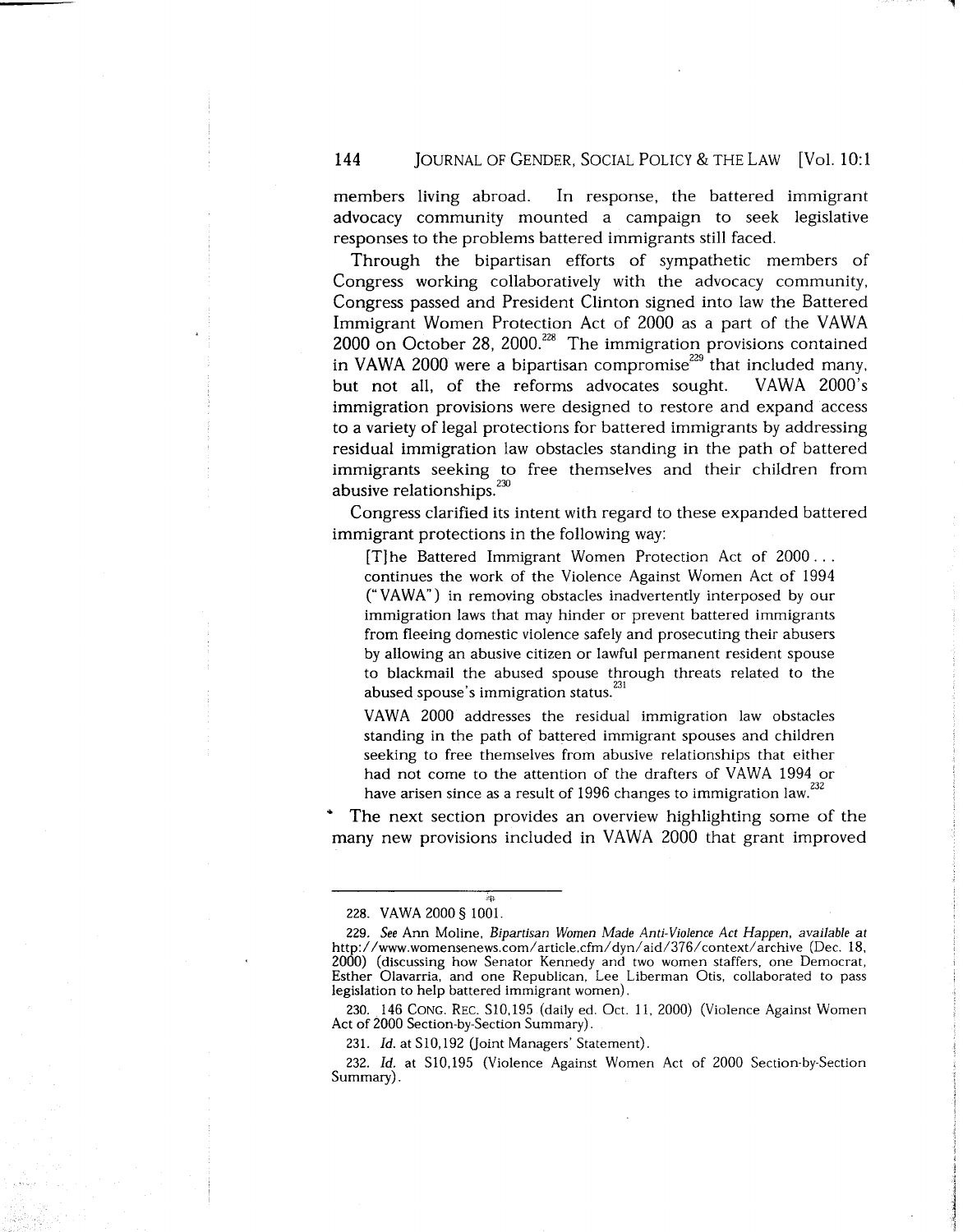members living abroad. In response, the battered immigrant advocacy community mounted a campaign to seek legislative responses to the problems battered immigrants still faced.

Through the bipartisan efforts of sympathetic members of Congress working collaboratively with the advocacy community, Congress passed and President Clinton signed into law the Battered Immigrant Women Protection Act of 2000 as a part of the VAWA 2000 on October 28, 2000.[228] The immigration provisions contained in VAWA 2000 were a bipartisan compromise[229] that included many, but not all, of the reforms advocates sought. VAWA 2000's immigration provisions were designed to restore and expand access to a variety of legal protections for battered immigrants by addressing residual immigration law obstacles standing in the path of battered immigrants seeking to free themselves and their children from abusive relationships.[230]

Congress clarified its intent with regard to these expanded battered immigrant protections in the following way:

> [T]he Battered Immigrant Women Protection Act of 2000 . . . continues the work of the Violence Against Women Act of 1994 ("VAWA") in removing obstacles inadvertently interposed by our immigration laws that may hinder or prevent battered immigrants from fleeing domestic violence safely and prosecuting their abusers by allowing an abusive citizen or lawful permanent resident spouse to blackmail the abused spouse through threats related to the abused spouse's immigration status.[231]
>
> VAWA 2000 addresses the residual immigration law obstacles standing in the path of battered immigrant spouses and children seeking to free themselves from abusive relationships that either had not come to the attention of the drafters of VAWA 1994 or have arisen since as a result of 1996 changes to immigration law.[232]

The next section provides an overview highlighting some of the many new provisions included in VAWA 2000 that grant improved

---

228. VAWA 2000 § 1001.

229. *See* Ann Moline, *Bipartisan Women Made Anti-Violence Act Happen*, *available at* http://www.womensenews.com/article.cfm/dyn/aid/376/context/archive (Dec. 18, 2000) (discussing how Senator Kennedy and two women staffers, one Democrat, Esther Olavarria, and one Republican, Lee Liberman Otis, collaborated to pass legislation to help battered immigrant women).

230. 146 CONG. REC. S10,195 (daily ed. Oct. 11, 2000) (Violence Against Women Act of 2000 Section-by-Section Summary).

231. *Id.* at S10,192 (Joint Managers' Statement).

232. *Id.* at S10,195 (Violence Against Women Act of 2000 Section-by-Section Summary).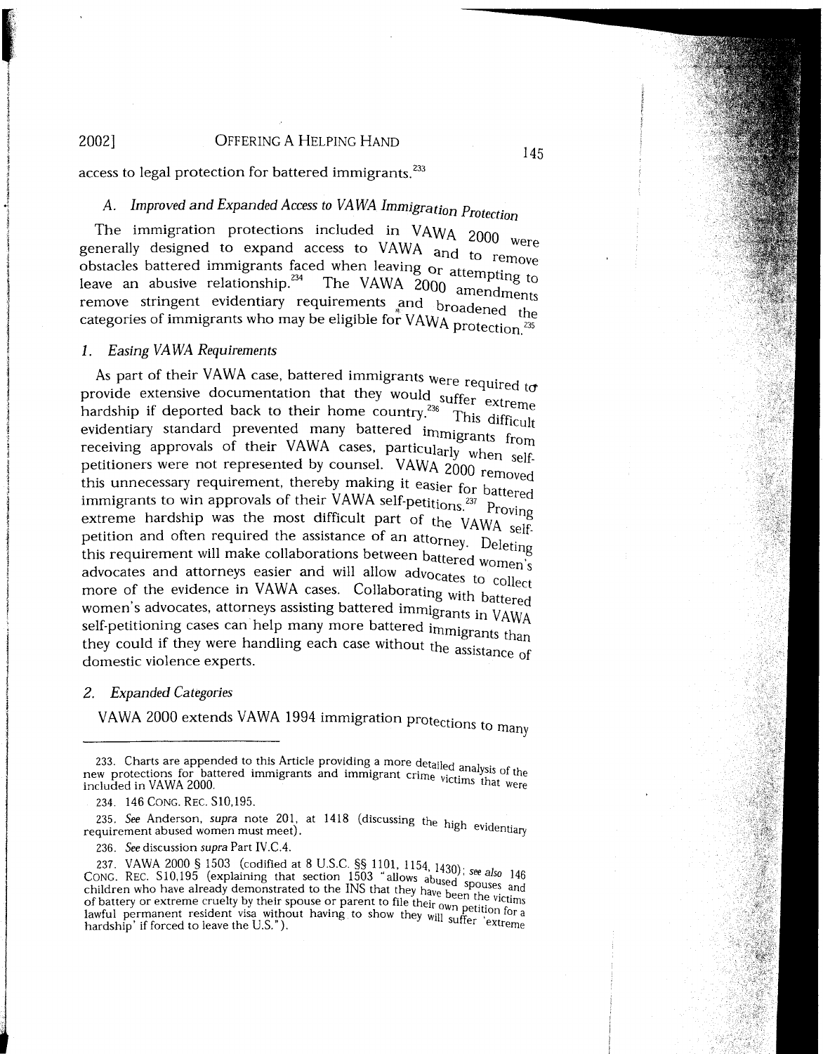access to legal protection for battered immigrants.[233]

### A. *Improved and Expanded Access to VAWA Immigration Protection*

The immigration protections included in VAWA 2000 were generally designed to expand access to VAWA and to remove obstacles battered immigrants faced when leaving or attempting to leave an abusive relationship.[234] The VAWA 2000 amendments remove stringent evidentiary requirements and broadened the categories of immigrants who may be eligible for VAWA protection.[235]

#### 1. *Easing VAWA Requirements*

As part of their VAWA case, battered immigrants were required to provide extensive documentation that they would suffer extreme hardship if deported back to their home country.[236] This difficult evidentiary standard prevented many battered immigrants from receiving approvals of their VAWA cases, particularly when self-petitioners were not represented by counsel. VAWA 2000 removed this unnecessary requirement, thereby making it easier for battered immigrants to win approvals of their VAWA self-petitions.[237] Proving extreme hardship was the most difficult part of the VAWA self-petition and often required the assistance of an attorney. Deleting this requirement will make collaborations between battered women's advocates and attorneys easier and will allow advocates to collect more of the evidence in VAWA cases. Collaborating with battered women's advocates, attorneys assisting battered immigrants in VAWA self-petitioning cases can help many more battered immigrants than they could if they were handling each case without the assistance of domestic violence experts.

#### 2. *Expanded Categories*

VAWA 2000 extends VAWA 1994 immigration protections to many

---

233. Charts are appended to this Article providing a more detailed analysis of the new protections for battered immigrants and immigrant crime victims that were included in VAWA 2000.

234. 146 CONG. REC. S10,195.

235. *See* Anderson, *supra* note 201, at 1418 (discussing the high evidentiary requirement abused women must meet).

236. *See* discussion *supra* Part IV.C.4.

237. VAWA 2000 § 1503 (codified at 8 U.S.C. §§ 1101, 1154, 1430); *see also* 146 CONG. REC. S10,195 (explaining that section 1503 "allows abused spouses and children who have already demonstrated to the INS that they have been the victims of battery or extreme cruelty by their spouse or parent to file their own petition for a lawful permanent resident visa without having to show they will suffer 'extreme hardship' if forced to leave the U.S.").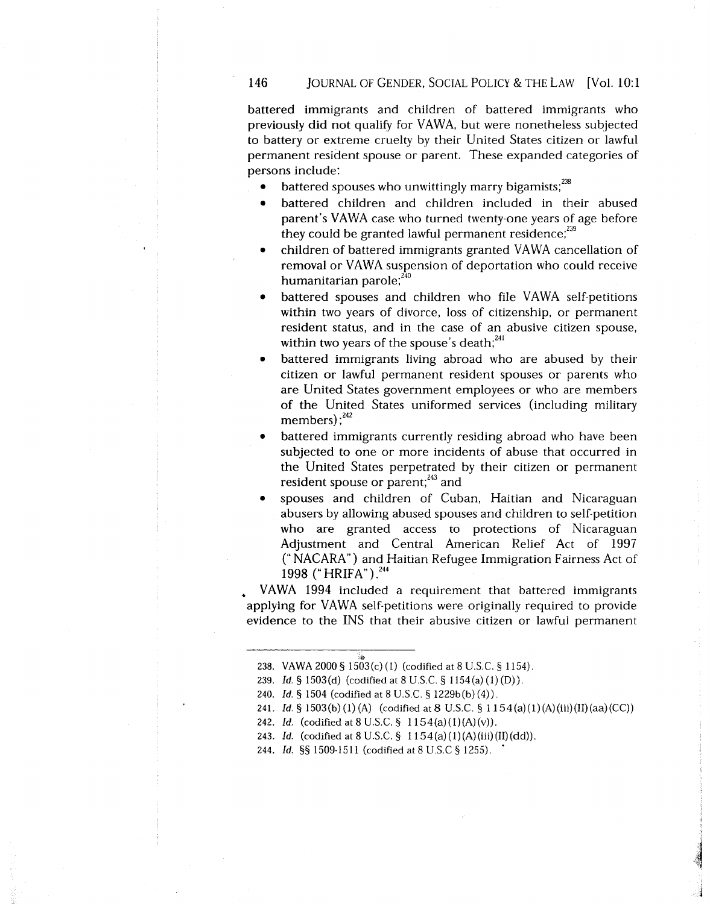battered immigrants and children of battered immigrants who previously did not qualify for VAWA, but were nonetheless subjected to battery or extreme cruelty by their United States citizen or lawful permanent resident spouse or parent. These expanded categories of persons include:

- battered spouses who unwittingly marry bigamists;[238]
- battered children and children included in their abused parent's VAWA case who turned twenty-one years of age before they could be granted lawful permanent residence;[239]
- children of battered immigrants granted VAWA cancellation of removal or VAWA suspension of deportation who could receive humanitarian parole;[240]
- battered spouses and children who file VAWA self-petitions within two years of divorce, loss of citizenship, or permanent resident status, and in the case of an abusive citizen spouse, within two years of the spouse's death;[241]
- battered immigrants living abroad who are abused by their citizen or lawful permanent resident spouses or parents who are United States government employees or who are members of the United States uniformed services (including military members);[242]
- battered immigrants currently residing abroad who have been subjected to one or more incidents of abuse that occurred in the United States perpetrated by their citizen or permanent resident spouse or parent;[243] and
- spouses and children of Cuban, Haitian and Nicaraguan abusers by allowing abused spouses and children to self-petition who are granted access to protections of Nicaraguan Adjustment and Central American Relief Act of 1997 ("NACARA") and Haitian Refugee Immigration Fairness Act of 1998 ("HRIFA").[244]

VAWA 1994 included a requirement that battered immigrants applying for VAWA self-petitions were originally required to provide evidence to the INS that their abusive citizen or lawful permanent

---

238. VAWA 2000 § 1503(c)(1) (codified at 8 U.S.C. § 1154).

239. *Id.* § 1503(d) (codified at 8 U.S.C. § 1154(a)(1)(D)).

240. *Id.* § 1504 (codified at 8 U.S.C. § 1229b(b)(4)).

241. *Id.* § 1503(b)(1)(A) (codified at 8 U.S.C. § 1154(a)(1)(A)(iii)(II)(aa)(CC))

242. *Id.* (codified at 8 U.S.C. § 1154(a)(1)(A)(v)).

243. *Id.* (codified at 8 U.S.C. § 1154(a)(1)(A)(iii)(II)(dd)).

244. *Id.* §§ 1509-1511 (codified at 8 U.S.C § 1255).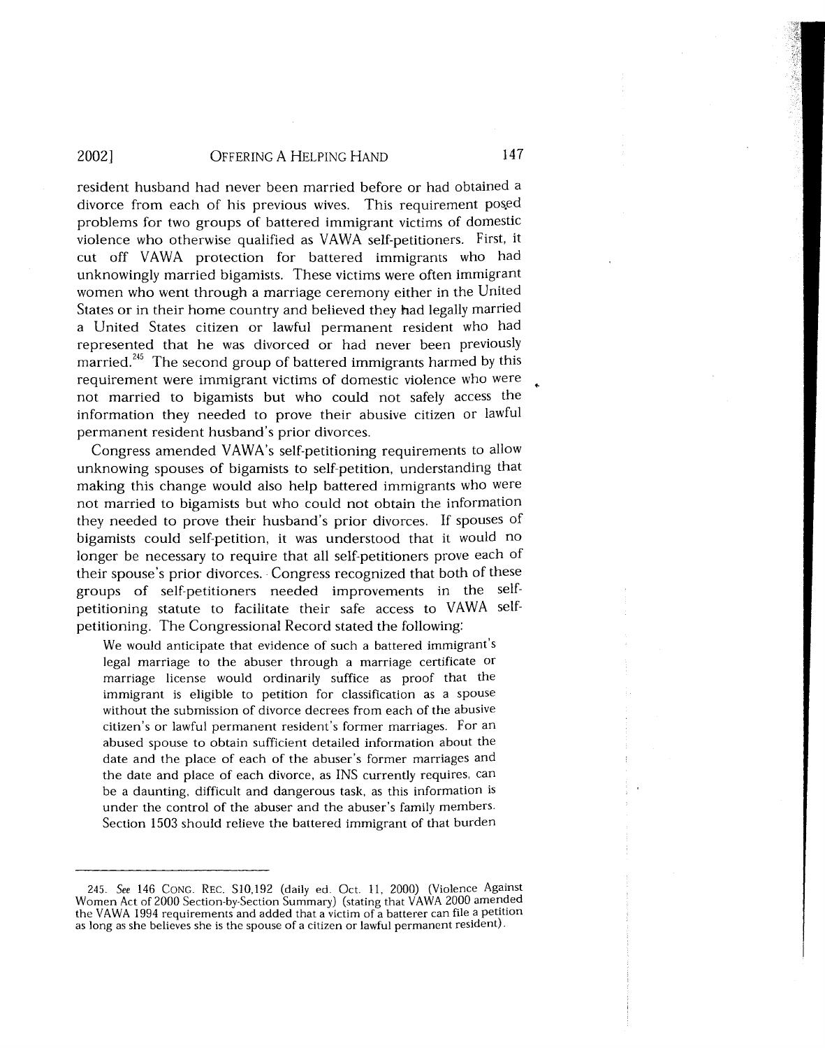resident husband had never been married before or had obtained a divorce from each of his previous wives. This requirement posed problems for two groups of battered immigrant victims of domestic violence who otherwise qualified as VAWA self-petitioners. First, it cut off VAWA protection for battered immigrants who had unknowingly married bigamists. These victims were often immigrant women who went through a marriage ceremony either in the United States or in their home country and believed they had legally married a United States citizen or lawful permanent resident who had represented that he was divorced or had never been previously married.[245] The second group of battered immigrants harmed by this requirement were immigrant victims of domestic violence who were not married to bigamists but who could not safely access the information they needed to prove their abusive citizen or lawful permanent resident husband's prior divorces.

Congress amended VAWA's self-petitioning requirements to allow unknowing spouses of bigamists to self-petition, understanding that making this change would also help battered immigrants who were not married to bigamists but who could not obtain the information they needed to prove their husband's prior divorces. If spouses of bigamists could self-petition, it was understood that it would no longer be necessary to require that all self-petitioners prove each of their spouse's prior divorces. Congress recognized that both of these groups of self-petitioners needed improvements in the self-petitioning statute to facilitate their safe access to VAWA self-petitioning. The Congressional Record stated the following:

> We would anticipate that evidence of such a battered immigrant's legal marriage to the abuser through a marriage certificate or marriage license would ordinarily suffice as proof that the immigrant is eligible to petition for classification as a spouse without the submission of divorce decrees from each of the abusive citizen's or lawful permanent resident's former marriages. For an abused spouse to obtain sufficient detailed information about the date and the place of each of the abuser's former marriages and the date and place of each divorce, as INS currently requires, can be a daunting, difficult and dangerous task, as this information is under the control of the abuser and the abuser's family members. Section 1503 should relieve the battered immigrant of that burden

---

245. *See* 146 CONG. REC. S10,192 (daily ed. Oct. 11, 2000) (Violence Against Women Act of 2000 Section-by-Section Summary) (stating that VAWA 2000 amended the VAWA 1994 requirements and added that a victim of a batterer can file a petition as long as she believes she is the spouse of a citizen or lawful permanent resident).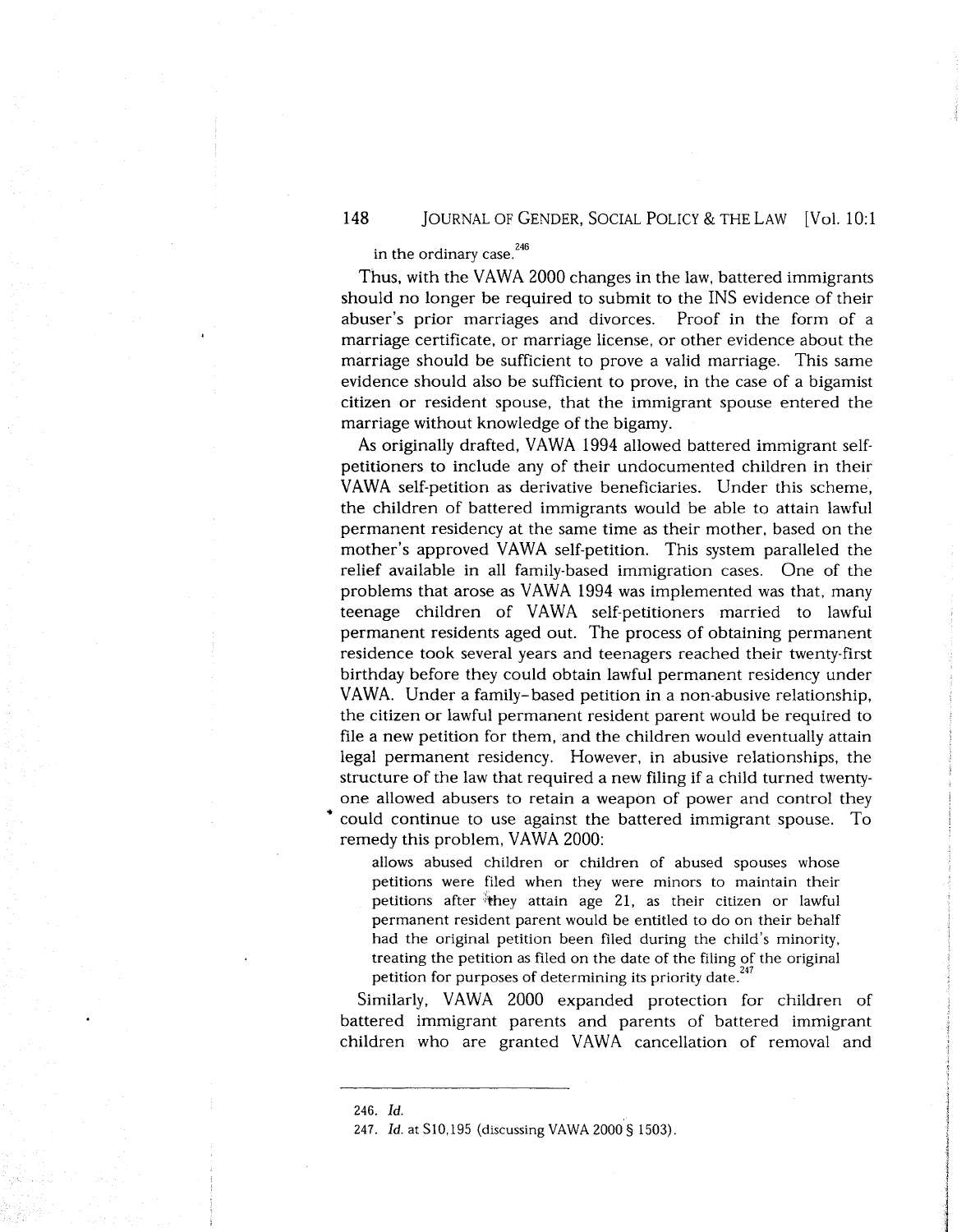in the ordinary case.[246]

Thus, with the VAWA 2000 changes in the law, battered immigrants should no longer be required to submit to the INS evidence of their abuser's prior marriages and divorces. Proof in the form of a marriage certificate, or marriage license, or other evidence about the marriage should be sufficient to prove a valid marriage. This same evidence should also be sufficient to prove, in the case of a bigamist citizen or resident spouse, that the immigrant spouse entered the marriage without knowledge of the bigamy.

As originally drafted, VAWA 1994 allowed battered immigrant self-petitioners to include any of their undocumented children in their VAWA self-petition as derivative beneficiaries. Under this scheme, the children of battered immigrants would be able to attain lawful permanent residency at the same time as their mother, based on the mother's approved VAWA self-petition. This system paralleled the relief available in all family-based immigration cases. One of the problems that arose as VAWA 1994 was implemented was that, many teenage children of VAWA self-petitioners married to lawful permanent residents aged out. The process of obtaining permanent residence took several years and teenagers reached their twenty-first birthday before they could obtain lawful permanent residency under VAWA. Under a family-based petition in a non-abusive relationship, the citizen or lawful permanent resident parent would be required to file a new petition for them, and the children would eventually attain legal permanent residency. However, in abusive relationships, the structure of the law that required a new filing if a child turned twenty-one allowed abusers to retain a weapon of power and control they could continue to use against the battered immigrant spouse. To remedy this problem, VAWA 2000:

> allows abused children or children of abused spouses whose petitions were filed when they were minors to maintain their petitions after they attain age 21, as their citizen or lawful permanent resident parent would be entitled to do on their behalf had the original petition been filed during the child's minority, treating the petition as filed on the date of the filing of the original petition for purposes of determining its priority date.[247]

Similarly, VAWA 2000 expanded protection for children of battered immigrant parents and parents of battered immigrant children who are granted VAWA cancellation of removal and

---

246. *Id.*

247. *Id.* at S10,195 (discussing VAWA 2000 § 1503).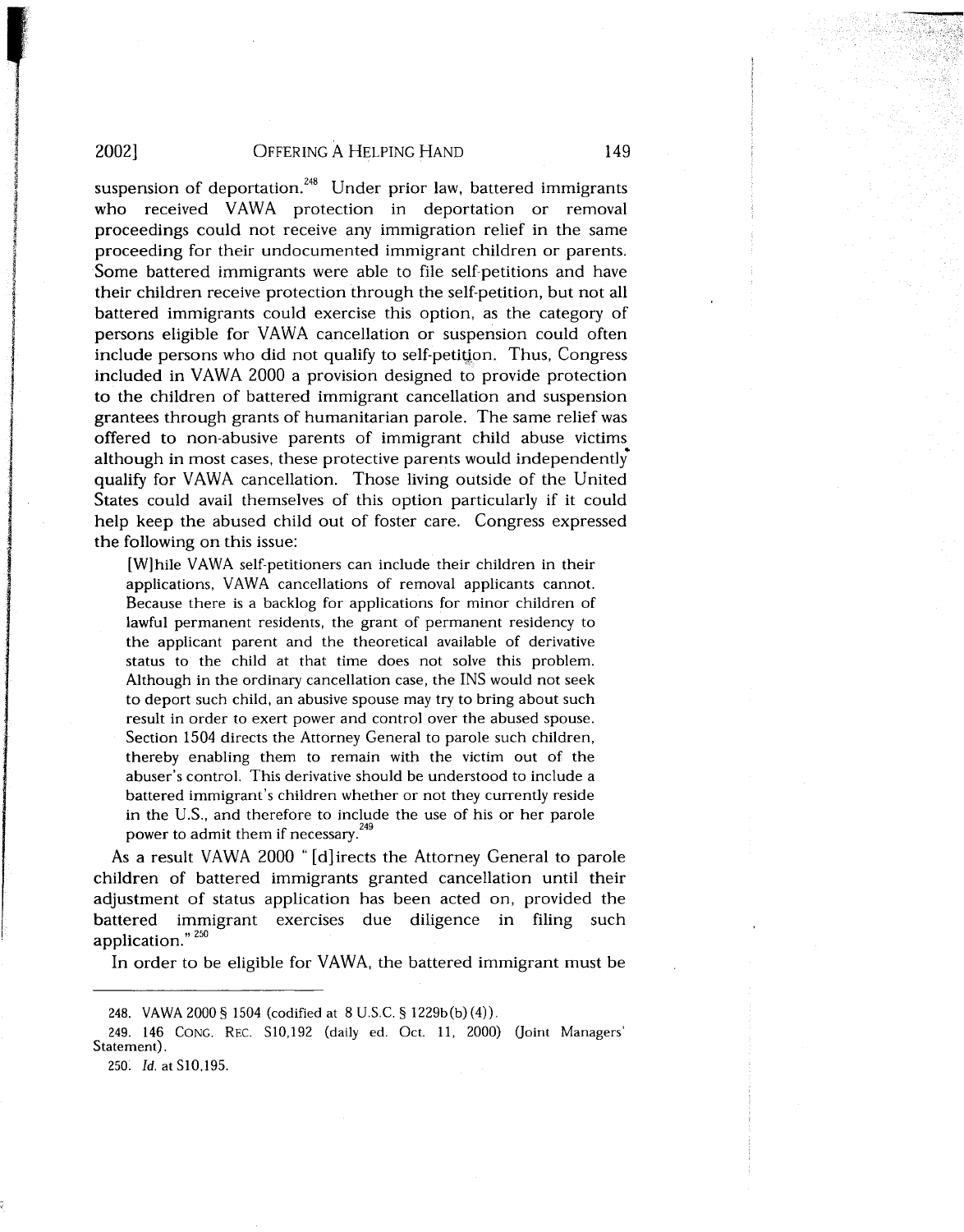suspension of deportation.[248] Under prior law, battered immigrants who received VAWA protection in deportation or removal proceedings could not receive any immigration relief in the same proceeding for their undocumented immigrant children or parents. Some battered immigrants were able to file self-petitions and have their children receive protection through the self-petition, but not all battered immigrants could exercise this option, as the category of persons eligible for VAWA cancellation or suspension could often include persons who did not qualify to self-petition. Thus, Congress included in VAWA 2000 a provision designed to provide protection to the children of battered immigrant cancellation and suspension grantees through grants of humanitarian parole. The same relief was offered to non-abusive parents of immigrant child abuse victims although in most cases, these protective parents would independently qualify for VAWA cancellation. Those living outside of the United States could avail themselves of this option particularly if it could help keep the abused child out of foster care. Congress expressed the following on this issue:

> [W]hile VAWA self-petitioners can include their children in their applications, VAWA cancellations of removal applicants cannot. Because there is a backlog for applications for minor children of lawful permanent residents, the grant of permanent residency to the applicant parent and the theoretical available of derivative status to the child at that time does not solve this problem. Although in the ordinary cancellation case, the INS would not seek to deport such child, an abusive spouse may try to bring about such result in order to exert power and control over the abused spouse. Section 1504 directs the Attorney General to parole such children, thereby enabling them to remain with the victim out of the abuser's control. This derivative should be understood to include a battered immigrant's children whether or not they currently reside in the U.S., and therefore to include the use of his or her parole power to admit them if necessary.[249]

As a result VAWA 2000 "[d]irects the Attorney General to parole children of battered immigrants granted cancellation until their adjustment of status application has been acted on, provided the battered immigrant exercises due diligence in filing such application."[250]

In order to be eligible for VAWA, the battered immigrant must be

---

248. VAWA 2000 § 1504 (codified at 8 U.S.C. § 1229b(b)(4)).

249. 146 CONG. REC. S10,192 (daily ed. Oct. 11, 2000) (Joint Managers' Statement).

250. *Id.* at S10,195.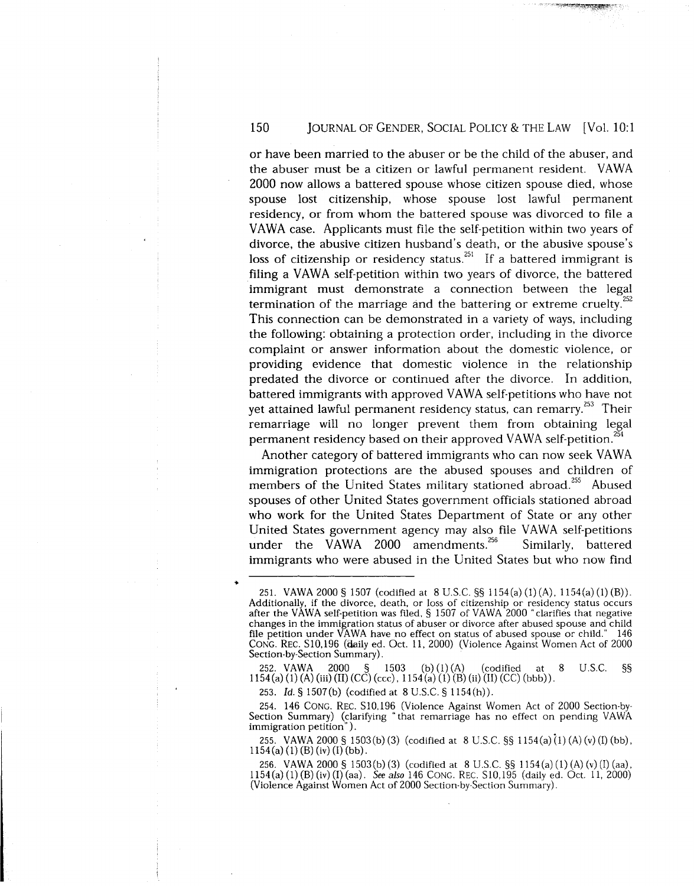or have been married to the abuser or be the child of the abuser, and the abuser must be a citizen or lawful permanent resident. VAWA 2000 now allows a battered spouse whose citizen spouse died, whose spouse lost citizenship, whose spouse lost lawful permanent residency, or from whom the battered spouse was divorced to file a VAWA case. Applicants must file the self-petition within two years of divorce, the abusive citizen husband's death, or the abusive spouse's loss of citizenship or residency status.[251] If a battered immigrant is filing a VAWA self-petition within two years of divorce, the battered immigrant must demonstrate a connection between the legal termination of the marriage and the battering or extreme cruelty.[252] This connection can be demonstrated in a variety of ways, including the following: obtaining a protection order, including in the divorce complaint or answer information about the domestic violence, or providing evidence that domestic violence in the relationship predated the divorce or continued after the divorce. In addition, battered immigrants with approved VAWA self-petitions who have not yet attained lawful permanent residency status, can remarry.[253] Their remarriage will no longer prevent them from obtaining legal permanent residency based on their approved VAWA self-petition.[254]

Another category of battered immigrants who can now seek VAWA immigration protections are the abused spouses and children of members of the United States military stationed abroad.[255] Abused spouses of other United States government officials stationed abroad who work for the United States Department of State or any other United States government agency may also file VAWA self-petitions under the VAWA 2000 amendments.[256] Similarly, battered immigrants who were abused in the United States but who now find

---

251. VAWA 2000 § 1507 (codified at 8 U.S.C. §§ 1154(a)(1)(A), 1154(a)(1)(B)). Additionally, if the divorce, death, or loss of citizenship or residency status occurs after the VAWA self-petition was filed, § 1507 of VAWA 2000 "clarifies that negative changes in the immigration status of abuser or divorce after abused spouse and child file petition under VAWA have no effect on status of abused spouse or child." 146 CONG. REC. S10,196 (daily ed. Oct. 11, 2000) (Violence Against Women Act of 2000 Section-by-Section Summary).

252. VAWA 2000 § 1503 (b)(1)(A) (codified at 8 U.S.C. §§ 1154(a)(1)(A)(iii)(II)(CC)(ccc), 1154(a)(1)(B)(ii)(II)(CC)(bbb)).

253. *Id.* § 1507(b) (codified at 8 U.S.C. § 1154(h)).

254. 146 CONG. REC. S10,196 (Violence Against Women Act of 2000 Section-by-Section Summary) (clarifying "that remarriage has no effect on pending VAWA immigration petition").

255. VAWA 2000 § 1503(b)(3) (codified at 8 U.S.C. §§ 1154(a)(1)(A)(v)(I)(bb), 1154(a)(1)(B)(iv)(I)(bb).

256. VAWA 2000 § 1503(b)(3) (codified at 8 U.S.C. §§ 1154(a)(1)(A)(v)(I)(aa), 1154(a)(1)(B)(iv)(I)(aa). *See also* 146 CONG. REC. S10,195 (daily ed. Oct. 11, 2000) (Violence Against Women Act of 2000 Section-by-Section Summary).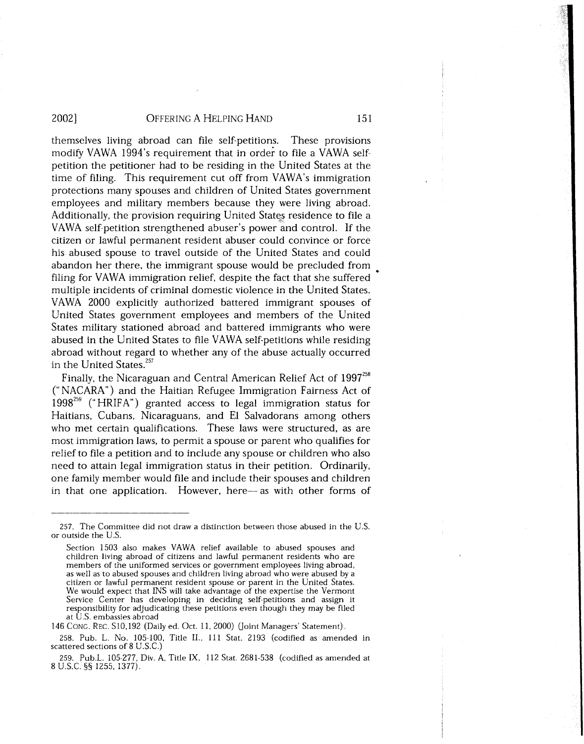themselves living abroad can file self-petitions. These provisions modify VAWA 1994's requirement that in order to file a VAWA self-petition the petitioner had to be residing in the United States at the time of filing. This requirement cut off from VAWA's immigration protections many spouses and children of United States government employees and military members because they were living abroad. Additionally, the provision requiring United States residence to file a VAWA self-petition strengthened abuser's power and control. If the citizen or lawful permanent resident abuser could convince or force his abused spouse to travel outside of the United States and could abandon her there, the immigrant spouse would be precluded from filing for VAWA immigration relief, despite the fact that she suffered multiple incidents of criminal domestic violence in the United States. VAWA 2000 explicitly authorized battered immigrant spouses of United States government employees and members of the United States military stationed abroad and battered immigrants who were abused in the United States to file VAWA self-petitions while residing abroad without regard to whether any of the abuse actually occurred in the United States.[257]

Finally, the Nicaraguan and Central American Relief Act of 1997[258] ("NACARA") and the Haitian Refugee Immigration Fairness Act of 1998[259] ("HRIFA") granted access to legal immigration status for Haitians, Cubans, Nicaraguans, and El Salvadorans among others who met certain qualifications. These laws were structured, as are most immigration laws, to permit a spouse or parent who qualifies for relief to file a petition and to include any spouse or children who also need to attain legal immigration status in their petition. Ordinarily, one family member would file and include their spouses and children in that one application. However, here— as with other forms of

---

257. The Committee did not draw a distinction between those abused in the U.S. or outside the U.S.

> Section 1503 also makes VAWA relief available to abused spouses and children living abroad of citizens and lawful permanent residents who are members of the uniformed services or government employees living abroad, as well as to abused spouses and children living abroad who were abused by a citizen or lawful permanent resident spouse or parent in the United States. We would expect that INS will take advantage of the expertise the Vermont Service Center has developing in deciding self-petitions and assign it responsibility for adjudicating these petitions even though they may be filed at U.S. embassies abroad

146 CONG. REC. S10,192 (Daily ed. Oct. 11, 2000) (Joint Managers' Statement).

258. Pub. L. No. 105-100, Title II., 111 Stat. 2193 (codified as amended in scattered sections of 8 U.S.C.)

259. Pub.L. 105-277, Div. A, Title IX, 112 Stat. 2681-538 (codified as amended at 8 U.S.C. §§ 1255, 1377).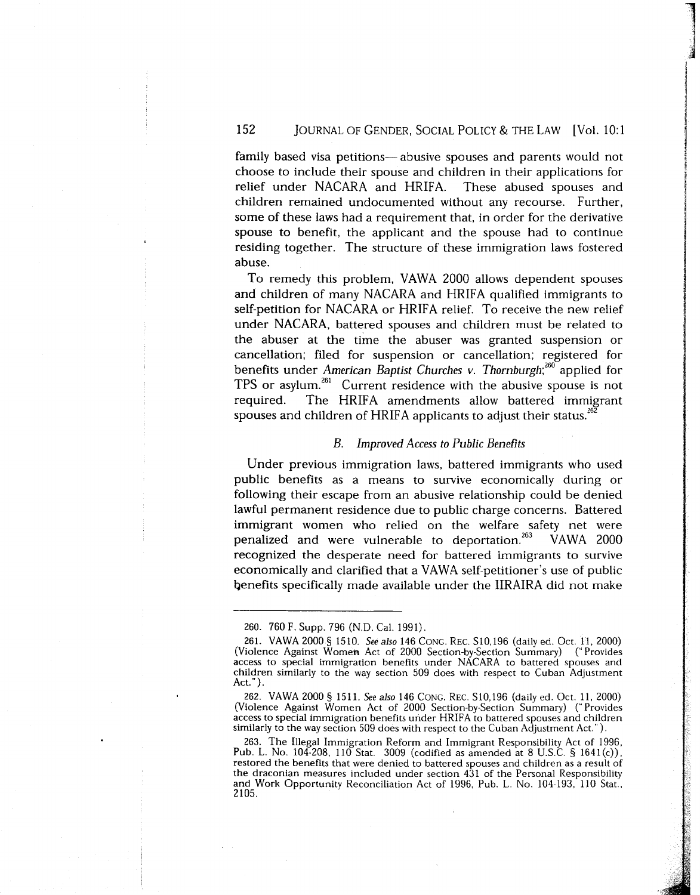family based visa petitions— abusive spouses and parents would not choose to include their spouse and children in their applications for relief under NACARA and HRIFA. These abused spouses and children remained undocumented without any recourse. Further, some of these laws had a requirement that, in order for the derivative spouse to benefit, the applicant and the spouse had to continue residing together. The structure of these immigration laws fostered abuse.

To remedy this problem, VAWA 2000 allows dependent spouses and children of many NACARA and HRIFA qualified immigrants to self-petition for NACARA or HRIFA relief. To receive the new relief under NACARA, battered spouses and children must be related to the abuser at the time the abuser was granted suspension or cancellation; filed for suspension or cancellation; registered for benefits under *American Baptist Churches v. Thornburgh*;[260] applied for TPS or asylum.[261] Current residence with the abusive spouse is not required. The HRIFA amendments allow battered immigrant spouses and children of HRIFA applicants to adjust their status.[262]

### *B. Improved Access to Public Benefits*

Under previous immigration laws, battered immigrants who used public benefits as a means to survive economically during or following their escape from an abusive relationship could be denied lawful permanent residence due to public charge concerns. Battered immigrant women who relied on the welfare safety net were penalized and were vulnerable to deportation.[263] VAWA 2000 recognized the desperate need for battered immigrants to survive economically and clarified that a VAWA self-petitioner's use of public benefits specifically made available under the IIRAIRA did not make

---

260. 760 F. Supp. 796 (N.D. Cal. 1991).

261. VAWA 2000 § 1510. *See also* 146 CONG. REC. S10,196 (daily ed. Oct. 11, 2000) (Violence Against Women Act of 2000 Section-by-Section Summary) ("Provides access to special immigration benefits under NACARA to battered spouses and children similarly to the way section 509 does with respect to Cuban Adjustment Act.").

262. VAWA 2000 § 1511. *See also* 146 CONG. REC. S10,196 (daily ed. Oct. 11, 2000) (Violence Against Women Act of 2000 Section-by-Section Summary) ("Provides access to special immigration benefits under HRIFA to battered spouses and children similarly to the way section 509 does with respect to the Cuban Adjustment Act.").

263. The Illegal Immigration Reform and Immigrant Responsibility Act of 1996, Pub. L. No. 104-208, 110 Stat. 3009 (codified as amended at 8 U.S.C. § 1641(c)), restored the benefits that were denied to battered spouses and children as a result of the draconian measures included under section 431 of the Personal Responsibility and Work Opportunity Reconciliation Act of 1996, Pub. L. No. 104-193, 110 Stat., 2105.